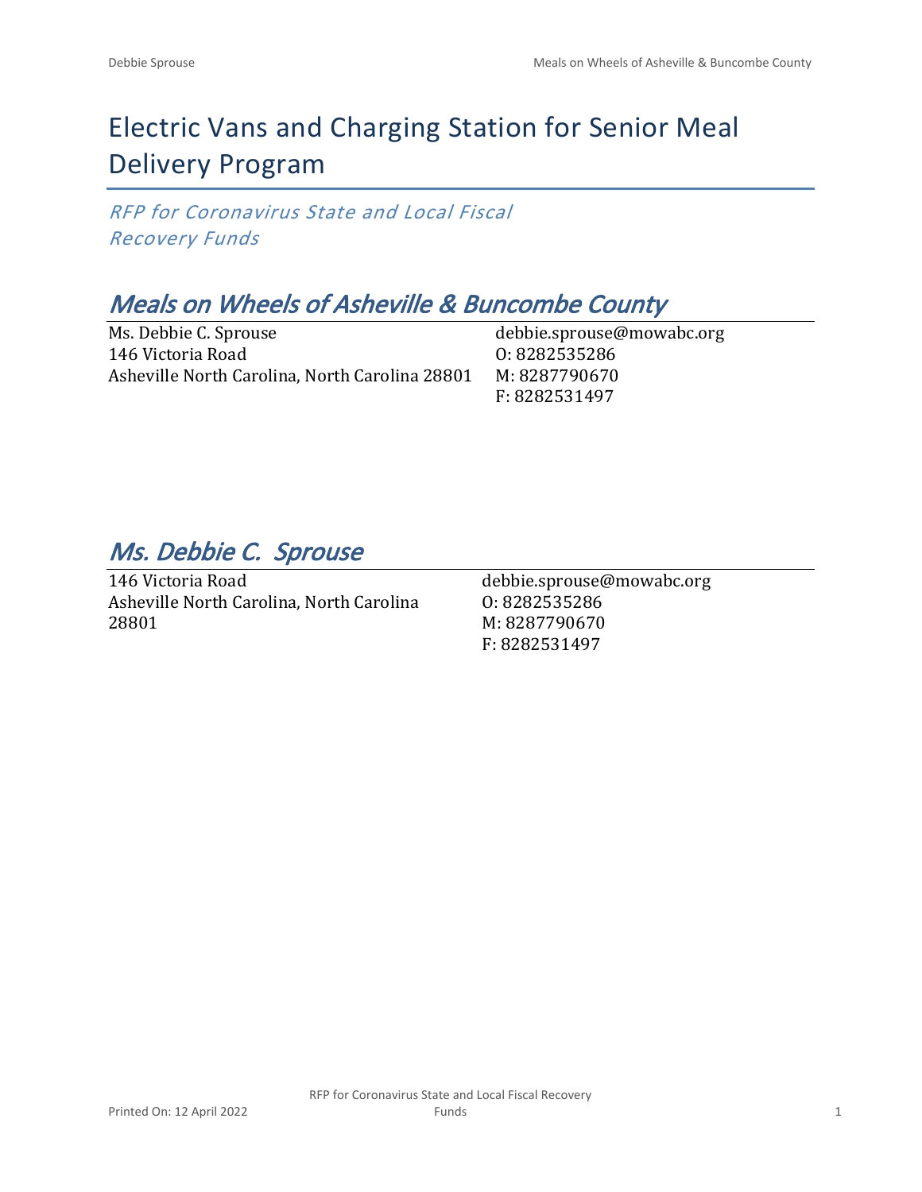# Electric Vans and Charging Station for Senior Meal Delivery Program

*RFP for Coronavirus State and Local Fiscal Recovery Funds*

## *Meals on Wheels of Asheville & Buncombe County*

Ms. Debbie C. Sprouse
146 Victoria Road
Asheville North Carolina, North Carolina 28801

debbie.sprouse@mowabc.org
O: 8282535286
M: 8287790670
F: 8282531497

## *Ms. Debbie C. Sprouse*

146 Victoria Road
Asheville North Carolina, North Carolina 28801

debbie.sprouse@mowabc.org
O: 8282535286
M: 8287790670
F: 8282531497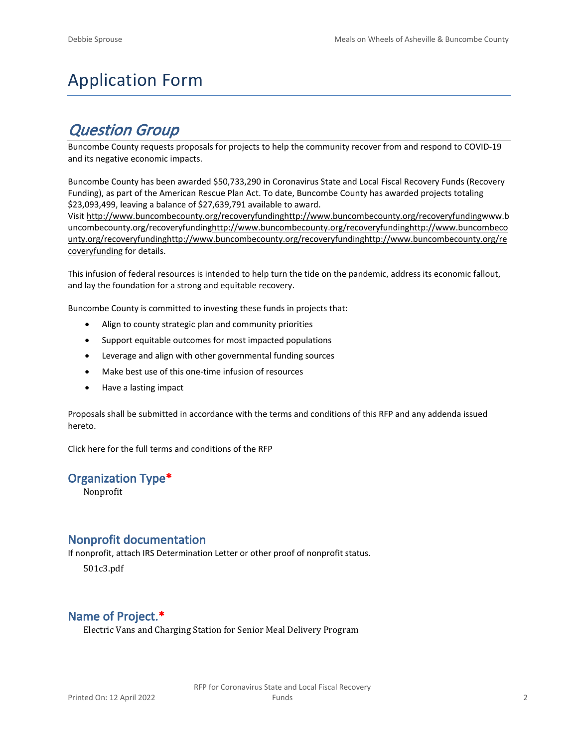# Application Form

## *Question Group*

Buncombe County requests proposals for projects to help the community recover from and respond to COVID-19 and its negative economic impacts.

Buncombe County has been awarded $50,733,290 in Coronavirus State and Local Fiscal Recovery Funds (Recovery Funding), as part of the American Rescue Plan Act. To date, Buncombe County has awarded projects totaling $23,093,499, leaving a balance of $27,639,791 available to award.
Visit http://www.buncombecounty.org/recoveryfundinghttp://www.buncombecounty.org/recoveryfundingwww.buncombecounty.org/recoveryfundinghttp://www.buncombecounty.org/recoveryfundinghttp://www.buncombecounty.org/recoveryfundinghttp://www.buncombecounty.org/recoveryfundinghttp://www.buncombecounty.org/recoveryfunding for details.

This infusion of federal resources is intended to help turn the tide on the pandemic, address its economic fallout, and lay the foundation for a strong and equitable recovery.

Buncombe County is committed to investing these funds in projects that:

- Align to county strategic plan and community priorities
- Support equitable outcomes for most impacted populations
- Leverage and align with other governmental funding sources
- Make best use of this one-time infusion of resources
- Have a lasting impact

Proposals shall be submitted in accordance with the terms and conditions of this RFP and any addenda issued hereto.

Click here for the full terms and conditions of the RFP

### Organization Type*

Nonprofit

### Nonprofit documentation

If nonprofit, attach IRS Determination Letter or other proof of nonprofit status.

501c3.pdf

### Name of Project.*

Electric Vans and Charging Station for Senior Meal Delivery Program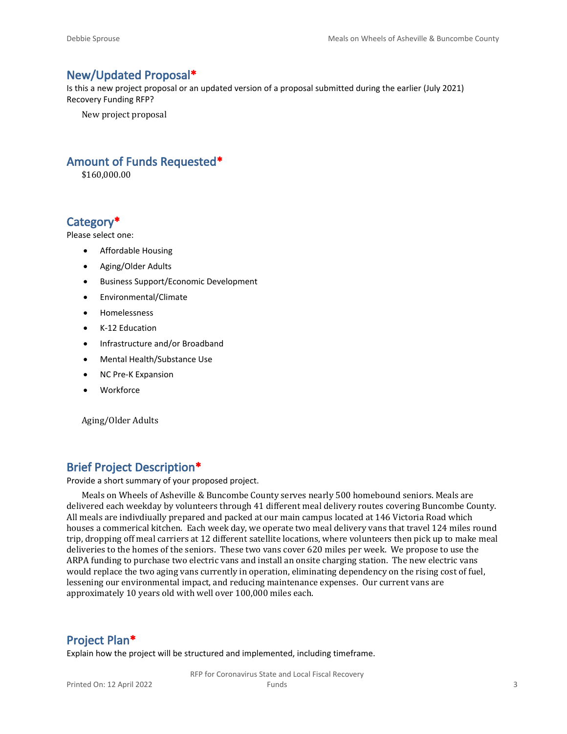## New/Updated Proposal*

Is this a new project proposal or an updated version of a proposal submitted during the earlier (July 2021) Recovery Funding RFP?

New project proposal

## Amount of Funds Requested*

$160,000.00

## Category*

Please select one:

- Affordable Housing
- Aging/Older Adults
- Business Support/Economic Development
- Environmental/Climate
- Homelessness
- K-12 Education
- Infrastructure and/or Broadband
- Mental Health/Substance Use
- NC Pre-K Expansion
- Workforce

Aging/Older Adults

## Brief Project Description*

Provide a short summary of your proposed project.

Meals on Wheels of Asheville & Buncombe County serves nearly 500 homebound seniors. Meals are delivered each weekday by volunteers through 41 different meal delivery routes covering Buncombe County. All meals are indivdiually prepared and packed at our main campus located at 146 Victoria Road which houses a commerical kitchen. Each week day, we operate two meal delivery vans that travel 124 miles round trip, dropping off meal carriers at 12 different satellite locations, where volunteers then pick up to make meal deliveries to the homes of the seniors. These two vans cover 620 miles per week. We propose to use the ARPA funding to purchase two electric vans and install an onsite charging station. The new electric vans would replace the two aging vans currently in operation, eliminating dependency on the rising cost of fuel, lessening our environmental impact, and reducing maintenance expenses. Our current vans are approximately 10 years old with well over 100,000 miles each.

## Project Plan*

Explain how the project will be structured and implemented, including timeframe.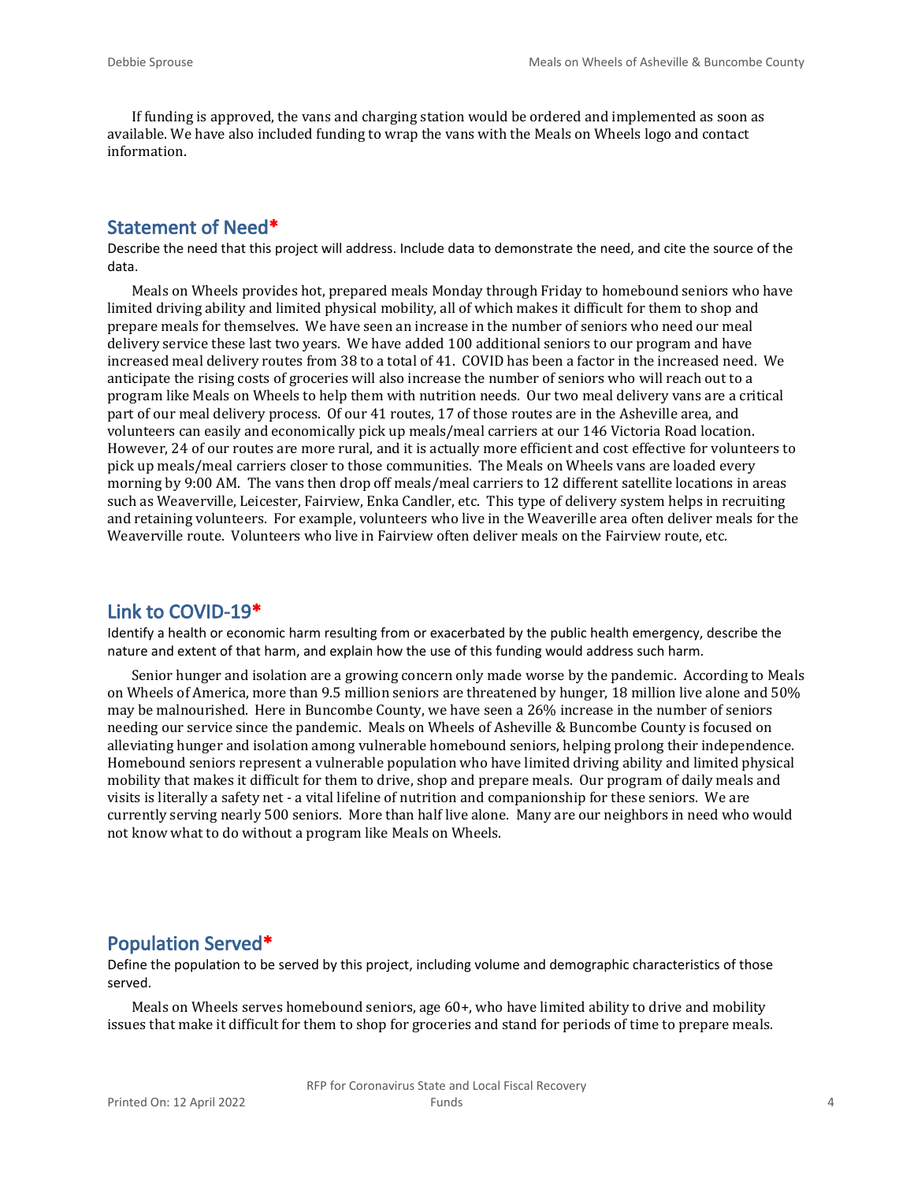If funding is approved, the vans and charging station would be ordered and implemented as soon as available. We have also included funding to wrap the vans with the Meals on Wheels logo and contact information.

## Statement of Need*

Describe the need that this project will address. Include data to demonstrate the need, and cite the source of the data.

Meals on Wheels provides hot, prepared meals Monday through Friday to homebound seniors who have limited driving ability and limited physical mobility, all of which makes it difficult for them to shop and prepare meals for themselves. We have seen an increase in the number of seniors who need our meal delivery service these last two years. We have added 100 additional seniors to our program and have increased meal delivery routes from 38 to a total of 41. COVID has been a factor in the increased need. We anticipate the rising costs of groceries will also increase the number of seniors who will reach out to a program like Meals on Wheels to help them with nutrition needs. Our two meal delivery vans are a critical part of our meal delivery process. Of our 41 routes, 17 of those routes are in the Asheville area, and volunteers can easily and economically pick up meals/meal carriers at our 146 Victoria Road location. However, 24 of our routes are more rural, and it is actually more efficient and cost effective for volunteers to pick up meals/meal carriers closer to those communities. The Meals on Wheels vans are loaded every morning by 9:00 AM. The vans then drop off meals/meal carriers to 12 different satellite locations in areas such as Weaverville, Leicester, Fairview, Enka Candler, etc. This type of delivery system helps in recruiting and retaining volunteers. For example, volunteers who live in the Weaverille area often deliver meals for the Weaverville route. Volunteers who live in Fairview often deliver meals on the Fairview route, etc.

## Link to COVID-19*

Identify a health or economic harm resulting from or exacerbated by the public health emergency, describe the nature and extent of that harm, and explain how the use of this funding would address such harm.

Senior hunger and isolation are a growing concern only made worse by the pandemic. According to Meals on Wheels of America, more than 9.5 million seniors are threatened by hunger, 18 million live alone and 50% may be malnourished. Here in Buncombe County, we have seen a 26% increase in the number of seniors needing our service since the pandemic. Meals on Wheels of Asheville & Buncombe County is focused on alleviating hunger and isolation among vulnerable homebound seniors, helping prolong their independence. Homebound seniors represent a vulnerable population who have limited driving ability and limited physical mobility that makes it difficult for them to drive, shop and prepare meals. Our program of daily meals and visits is literally a safety net - a vital lifeline of nutrition and companionship for these seniors. We are currently serving nearly 500 seniors. More than half live alone. Many are our neighbors in need who would not know what to do without a program like Meals on Wheels.

## Population Served*

Define the population to be served by this project, including volume and demographic characteristics of those served.

Meals on Wheels serves homebound seniors, age 60+, who have limited ability to drive and mobility issues that make it difficult for them to shop for groceries and stand for periods of time to prepare meals.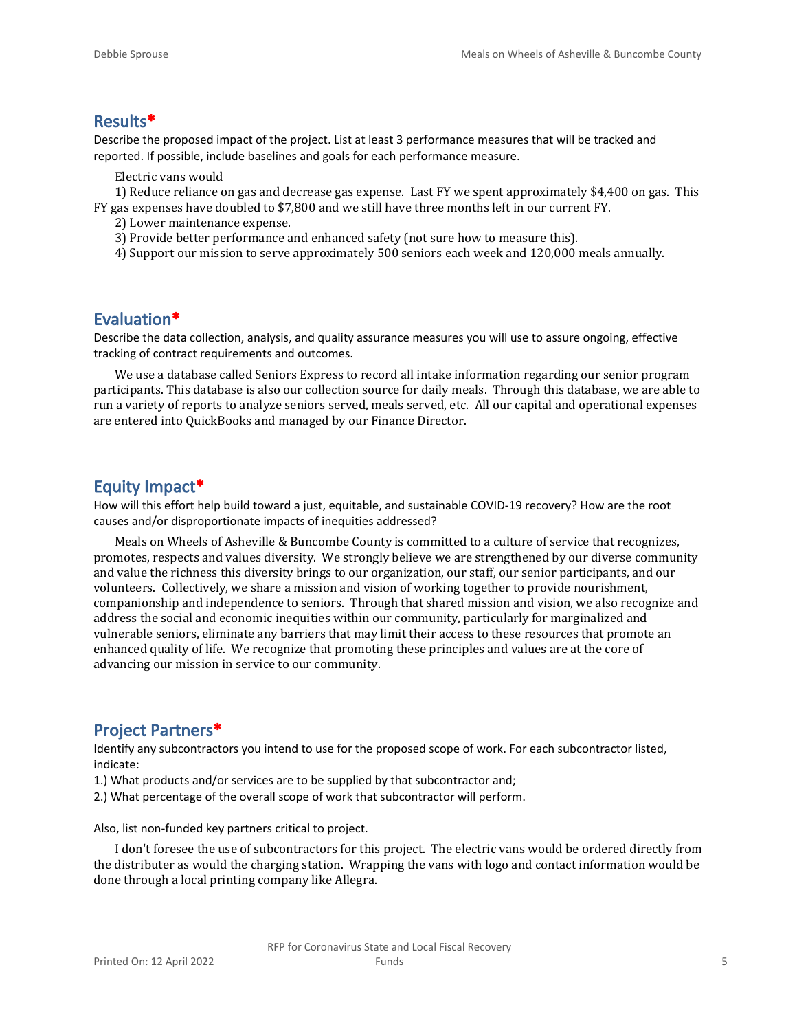## Results*

Describe the proposed impact of the project. List at least 3 performance measures that will be tracked and reported. If possible, include baselines and goals for each performance measure.

Electric vans would

1) Reduce reliance on gas and decrease gas expense. Last FY we spent approximately $4,400 on gas. This FY gas expenses have doubled to $7,800 and we still have three months left in our current FY.
2) Lower maintenance expense.
3) Provide better performance and enhanced safety (not sure how to measure this).
4) Support our mission to serve approximately 500 seniors each week and 120,000 meals annually.

## Evaluation*

Describe the data collection, analysis, and quality assurance measures you will use to assure ongoing, effective tracking of contract requirements and outcomes.

We use a database called Seniors Express to record all intake information regarding our senior program participants. This database is also our collection source for daily meals. Through this database, we are able to run a variety of reports to analyze seniors served, meals served, etc. All our capital and operational expenses are entered into QuickBooks and managed by our Finance Director.

## Equity Impact*

How will this effort help build toward a just, equitable, and sustainable COVID-19 recovery? How are the root causes and/or disproportionate impacts of inequities addressed?

Meals on Wheels of Asheville & Buncombe County is committed to a culture of service that recognizes, promotes, respects and values diversity. We strongly believe we are strengthened by our diverse community and value the richness this diversity brings to our organization, our staff, our senior participants, and our volunteers. Collectively, we share a mission and vision of working together to provide nourishment, companionship and independence to seniors. Through that shared mission and vision, we also recognize and address the social and economic inequities within our community, particularly for marginalized and vulnerable seniors, eliminate any barriers that may limit their access to these resources that promote an enhanced quality of life. We recognize that promoting these principles and values are at the core of advancing our mission in service to our community.

## Project Partners*

Identify any subcontractors you intend to use for the proposed scope of work. For each subcontractor listed, indicate:

1.) What products and/or services are to be supplied by that subcontractor and;

2.) What percentage of the overall scope of work that subcontractor will perform.

Also, list non-funded key partners critical to project.

I don't foresee the use of subcontractors for this project. The electric vans would be ordered directly from the distributer as would the charging station. Wrapping the vans with logo and contact information would be done through a local printing company like Allegra.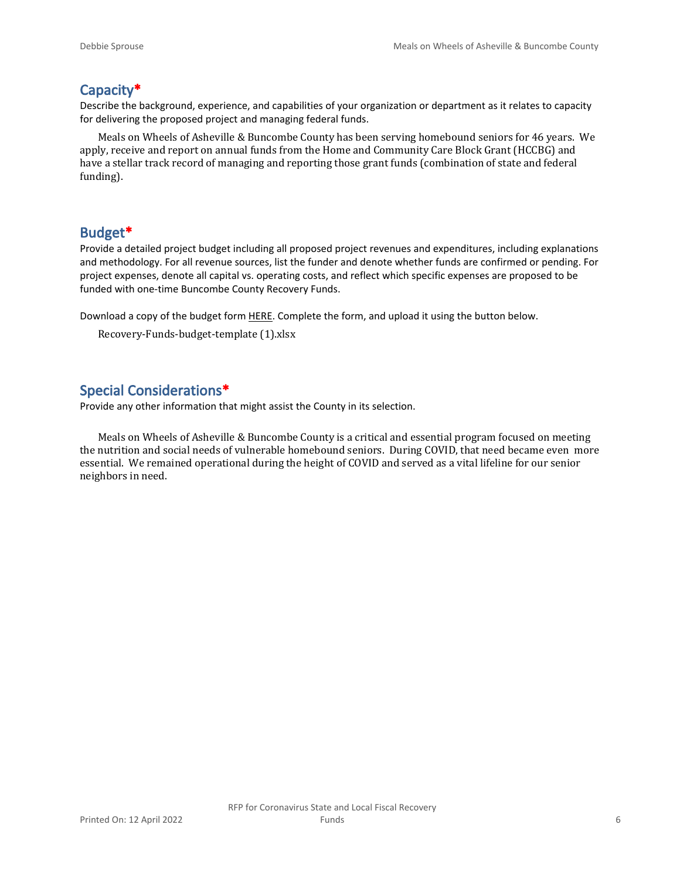## Capacity*

Describe the background, experience, and capabilities of your organization or department as it relates to capacity for delivering the proposed project and managing federal funds.

Meals on Wheels of Asheville & Buncombe County has been serving homebound seniors for 46 years. We apply, receive and report on annual funds from the Home and Community Care Block Grant (HCCBG) and have a stellar track record of managing and reporting those grant funds (combination of state and federal funding).

## Budget*

Provide a detailed project budget including all proposed project revenues and expenditures, including explanations and methodology. For all revenue sources, list the funder and denote whether funds are confirmed or pending. For project expenses, denote all capital vs. operating costs, and reflect which specific expenses are proposed to be funded with one-time Buncombe County Recovery Funds.

Download a copy of the budget form HERE. Complete the form, and upload it using the button below.

Recovery-Funds-budget-template (1).xlsx

## Special Considerations*

Provide any other information that might assist the County in its selection.

Meals on Wheels of Asheville & Buncombe County is a critical and essential program focused on meeting the nutrition and social needs of vulnerable homebound seniors. During COVID, that need became even more essential. We remained operational during the height of COVID and served as a vital lifeline for our senior neighbors in need.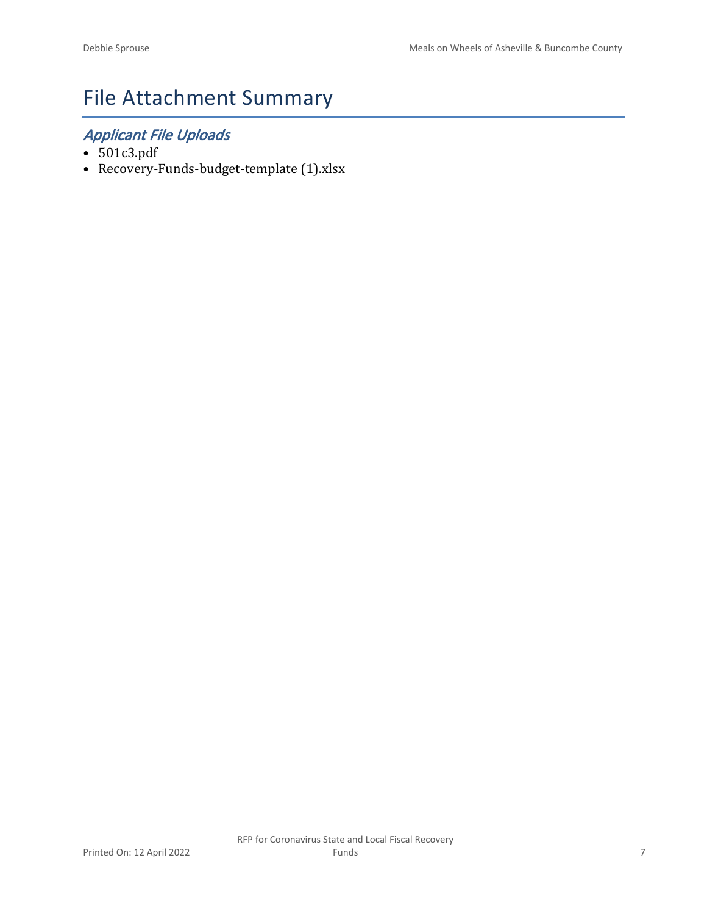# File Attachment Summary

## *Applicant File Uploads*

- 501c3.pdf
- Recovery-Funds-budget-template (1).xlsx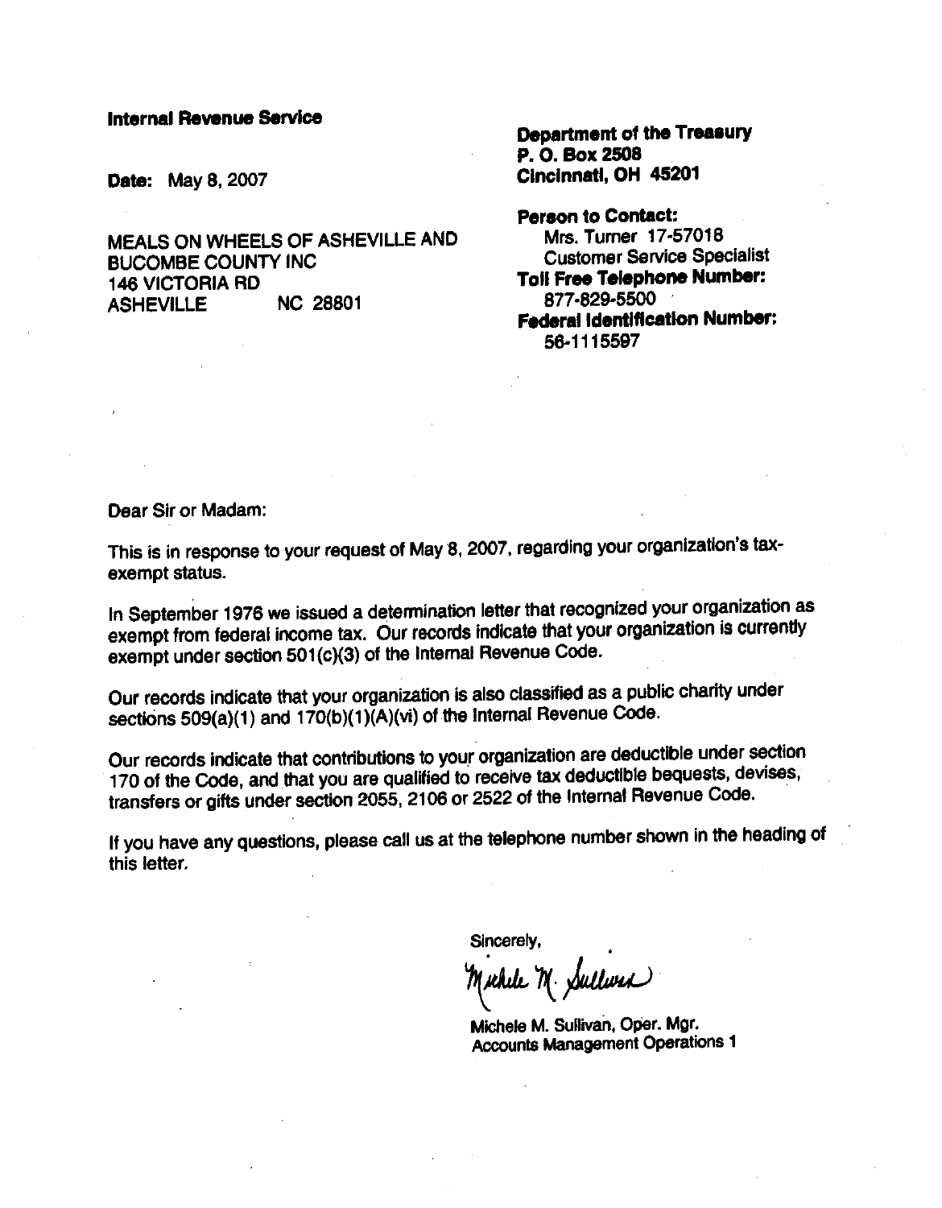**Internal Revenue Service**

**Date:** May 8, 2007

MEALS ON WHEELS OF ASHEVILLE AND
BUCOMBE COUNTY INC
146 VICTORIA RD
ASHEVILLE NC 28801

**Department of the Treasury**
**P. O. Box 2508**
**Cincinnati, OH 45201**

**Person to Contact:**
Mrs. Turner 17-57018
Customer Service Specialist
**Toll Free Telephone Number:**
877-829-5500
**Federal Identification Number:**
56-1115597

Dear Sir or Madam:

This is in response to your request of May 8, 2007, regarding your organization's tax-exempt status.

In September 1976 we issued a determination letter that recognized your organization as exempt from federal income tax. Our records indicate that your organization is currently exempt under section 501(c)(3) of the Internal Revenue Code.

Our records indicate that your organization is also classified as a public charity under sections 509(a)(1) and 170(b)(1)(A)(vi) of the Internal Revenue Code.

Our records indicate that contributions to your organization are deductible under section 170 of the Code, and that you are qualified to receive tax deductible bequests, devises, transfers or gifts under section 2055, 2106 or 2522 of the Internal Revenue Code.

If you have any questions, please call us at the telephone number shown in the heading of this letter.

Sincerely,

Michele M. Sullivan

Michele M. Sullivan, Oper. Mgr.
Accounts Management Operations 1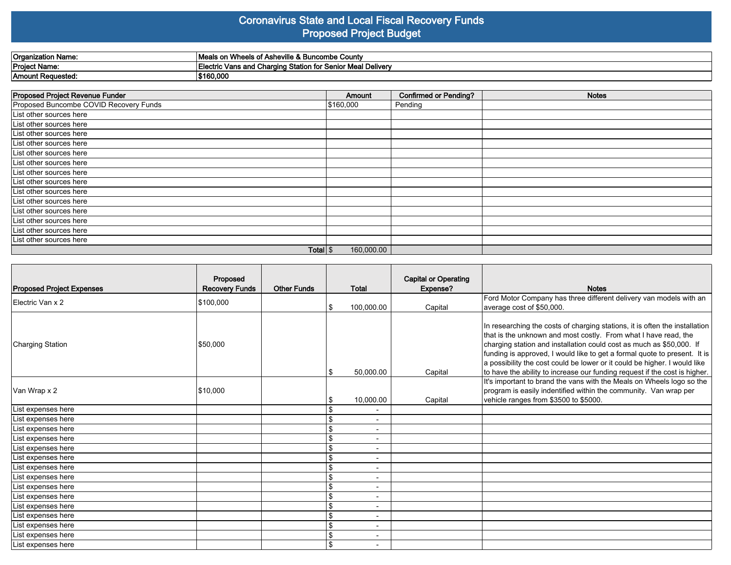# Coronavirus State and Local Fiscal Recovery Funds
## Proposed Project Budget

| | |
|---|---|
| **Organization Name:** | **Meals on Wheels of Asheville & Buncombe County** |
| **Project Name:** | **Electric Vans and Charging Station for Senior Meal Delivery** |
| **Amount Requested:** | **$160,000** |

| Proposed Project Revenue Funder | Amount | Confirmed or Pending? | Notes |
|---|---|---|---|
| Proposed Buncombe COVID Recovery Funds | $160,000 | Pending | |
| List other sources here | | | |
| List other sources here | | | |
| List other sources here | | | |
| List other sources here | | | |
| List other sources here | | | |
| List other sources here | | | |
| List other sources here | | | |
| List other sources here | | | |
| List other sources here | | | |
| List other sources here | | | |
| List other sources here | | | |
| List other sources here | | | |
| List other sources here | | | |
| List other sources here | | | |
| **Total** | $ 160,000.00 | | |

| Proposed Project Expenses | Proposed Recovery Funds | Other Funds | Total | Capital or Operating Expense? | Notes |
|---|---|---|---|---|---|
| Electric Van x 2 | $100,000 | | $ 100,000.00 | Capital | Ford Motor Company has three different delivery van models with an average cost of $50,000. |
| Charging Station | $50,000 | | $ 50,000.00 | Capital | In researching the costs of charging stations, it is often the installation that is the unknown and most costly. From what I have read, the charging station and installation could cost as much as $50,000. If funding is approved, I would like to get a formal quote to present. It is a possibility the cost could be lower or it could be higher. I would like to have the ability to increase our funding request if the cost is higher. |
| Van Wrap x 2 | $10,000 | | $ 10,000.00 | Capital | It's important to brand the vans with the Meals on Wheels logo so the program is easily indentified within the community. Van wrap per vehicle ranges from $3500 to $5000. |
| List expenses here | | | $ - | | |
| List expenses here | | | $ - | | |
| List expenses here | | | $ - | | |
| List expenses here | | | $ - | | |
| List expenses here | | | $ - | | |
| List expenses here | | | $ - | | |
| List expenses here | | | $ - | | |
| List expenses here | | | $ - | | |
| List expenses here | | | $ - | | |
| List expenses here | | | $ - | | |
| List expenses here | | | $ - | | |
| List expenses here | | | $ - | | |
| List expenses here | | | $ - | | |
| List expenses here | | | $ - | | |
| List expenses here | | | $ - | | |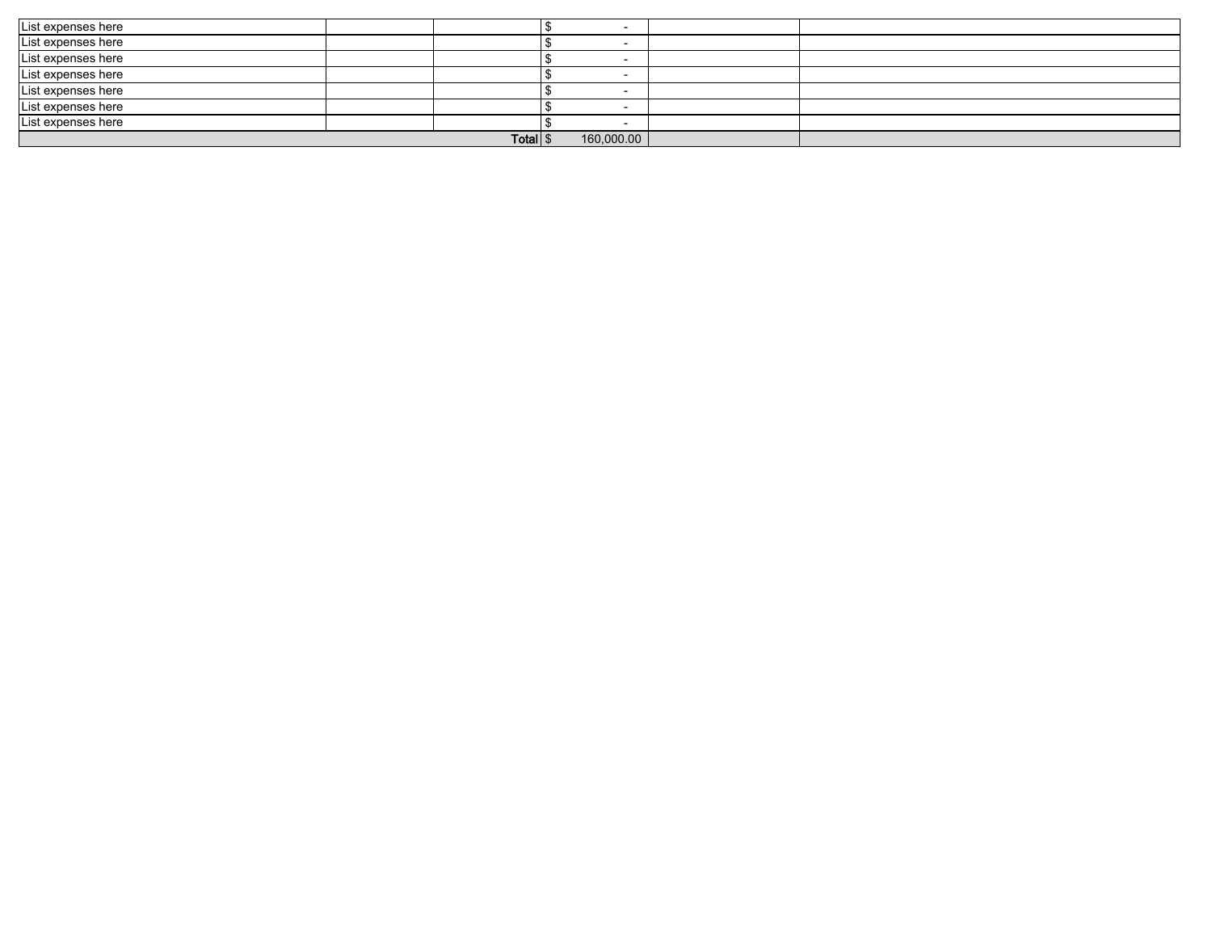| | | | | | |
|---|---|---|---|---|---|
| List expenses here | | | $ - | | |
| List expenses here | | | $ - | | |
| List expenses here | | | $ - | | |
| List expenses here | | | $ - | | |
| List expenses here | | | $ - | | |
| List expenses here | | | $ - | | |
| List expenses here | | | $ - | | |
| | | **Total** | $ 160,000.00 | | |